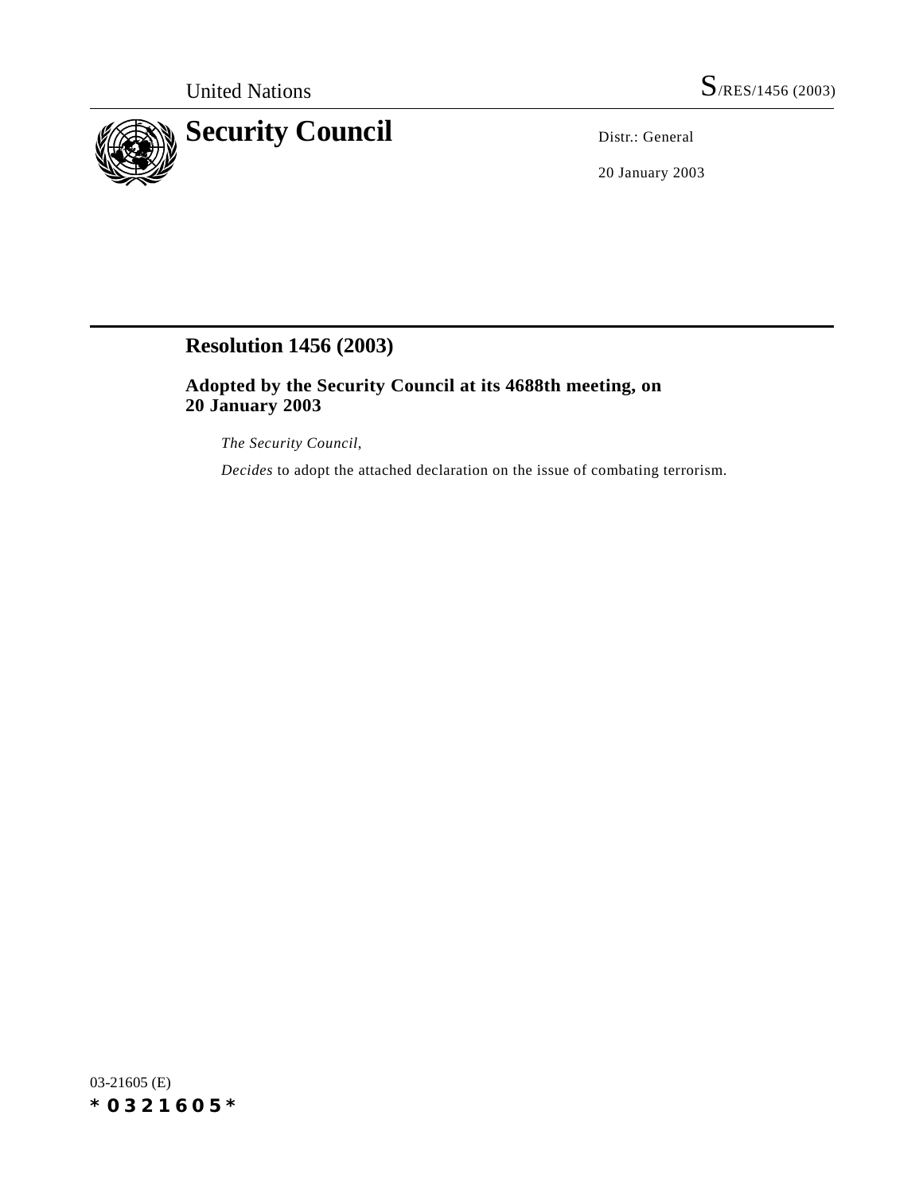United Nations S/RES/1456 (2003)

# Security Council

Distr.: General

20 January 2003

## Resolution 1456 (2003)

### Adopted by the Security Council at its 4688th meeting, on 20 January 2003

*The Security Council*,

*Decides* to adopt the attached declaration on the issue of combating terrorism.

03-21605 (E)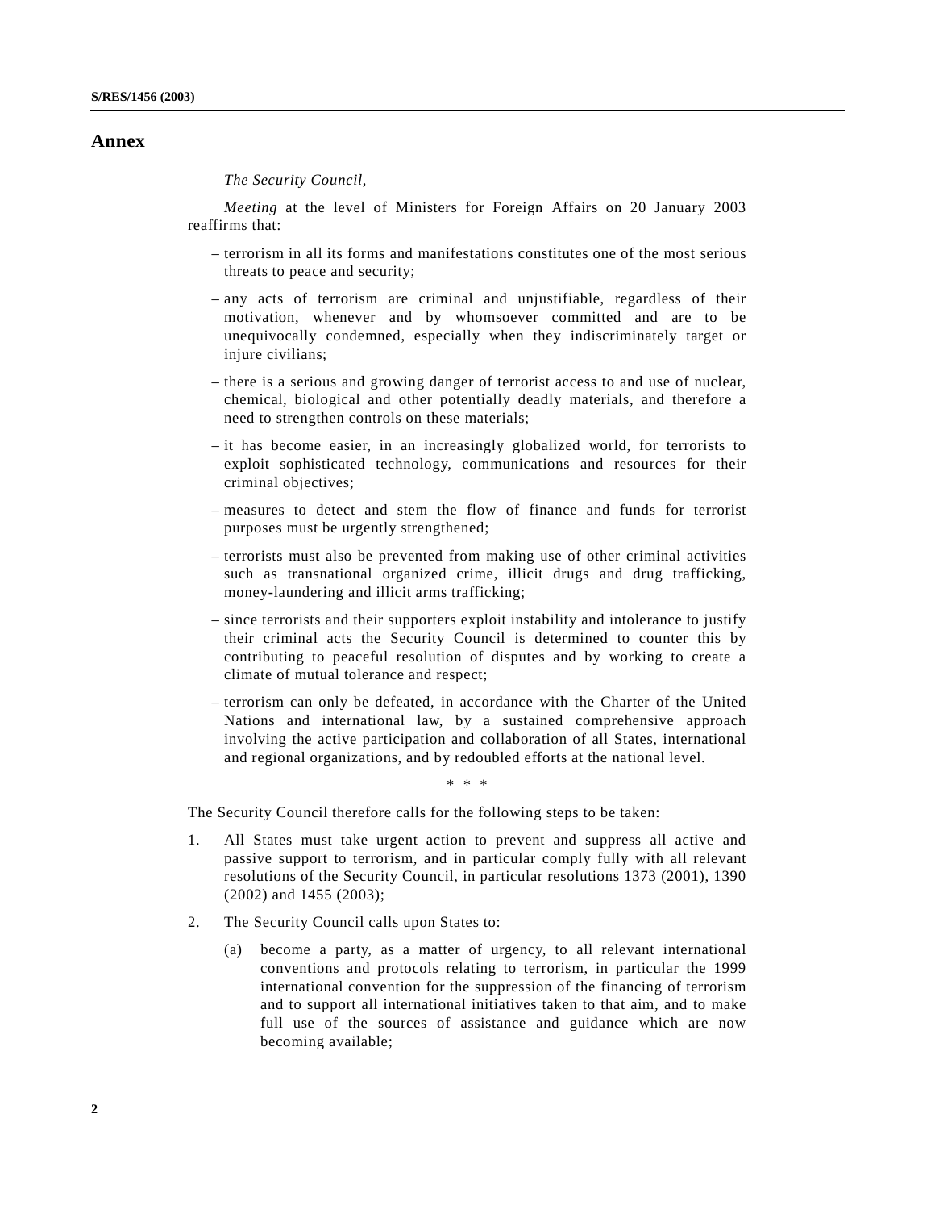## Annex

*The Security Council*,

*Meeting* at the level of Ministers for Foreign Affairs on 20 January 2003 reaffirms that:

– terrorism in all its forms and manifestations constitutes one of the most serious threats to peace and security;

– any acts of terrorism are criminal and unjustifiable, regardless of their motivation, whenever and by whomsoever committed and are to be unequivocally condemned, especially when they indiscriminately target or injure civilians;

– there is a serious and growing danger of terrorist access to and use of nuclear, chemical, biological and other potentially deadly materials, and therefore a need to strengthen controls on these materials;

– it has become easier, in an increasingly globalized world, for terrorists to exploit sophisticated technology, communications and resources for their criminal objectives;

– measures to detect and stem the flow of finance and funds for terrorist purposes must be urgently strengthened;

– terrorists must also be prevented from making use of other criminal activities such as transnational organized crime, illicit drugs and drug trafficking, money-laundering and illicit arms trafficking;

– since terrorists and their supporters exploit instability and intolerance to justify their criminal acts the Security Council is determined to counter this by contributing to peaceful resolution of disputes and by working to create a climate of mutual tolerance and respect;

– terrorism can only be defeated, in accordance with the Charter of the United Nations and international law, by a sustained comprehensive approach involving the active participation and collaboration of all States, international and regional organizations, and by redoubled efforts at the national level.

\* \* \*

The Security Council therefore calls for the following steps to be taken:

1. All States must take urgent action to prevent and suppress all active and passive support to terrorism, and in particular comply fully with all relevant resolutions of the Security Council, in particular resolutions 1373 (2001), 1390 (2002) and 1455 (2003);

2. The Security Council calls upon States to:

   (a) become a party, as a matter of urgency, to all relevant international conventions and protocols relating to terrorism, in particular the 1999 international convention for the suppression of the financing of terrorism and to support all international initiatives taken to that aim, and to make full use of the sources of assistance and guidance which are now becoming available;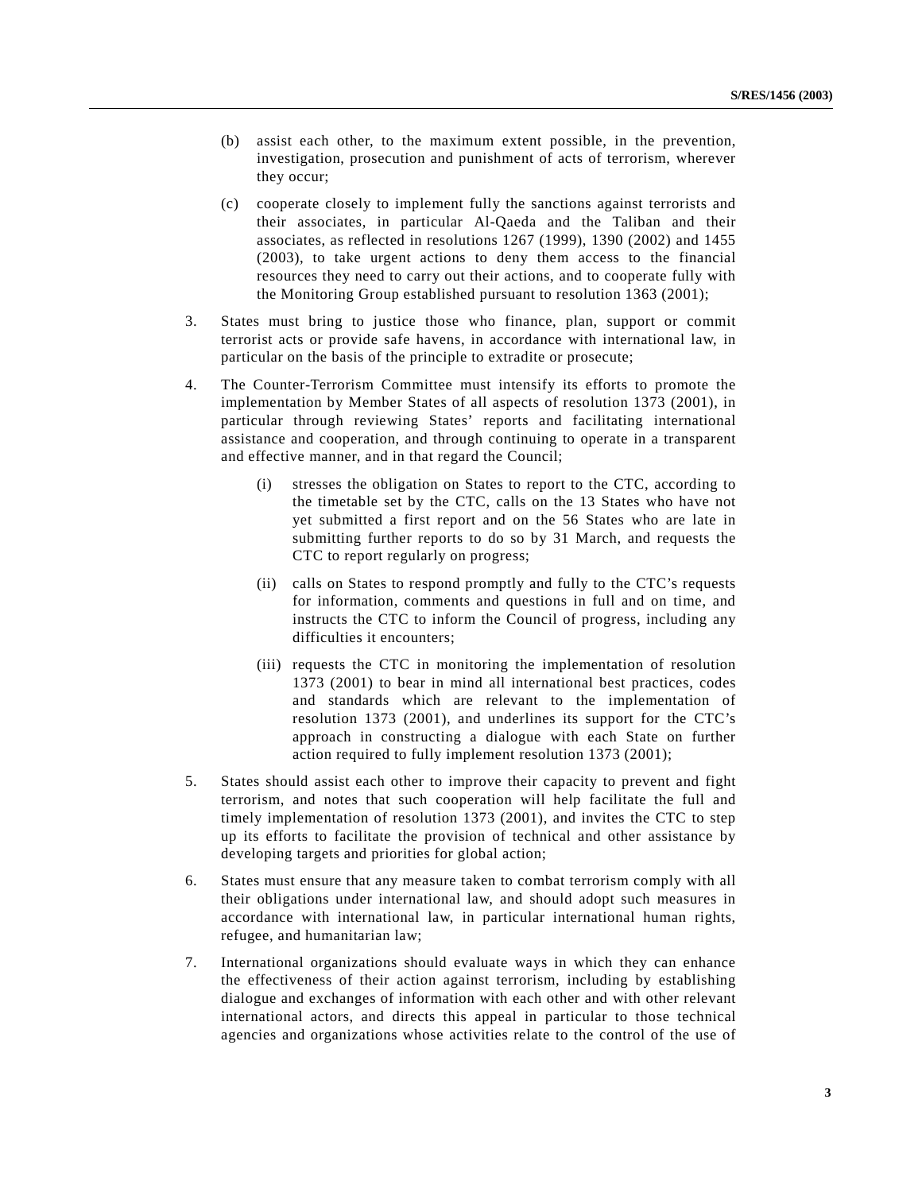(b) assist each other, to the maximum extent possible, in the prevention, investigation, prosecution and punishment of acts of terrorism, wherever they occur;

(c) cooperate closely to implement fully the sanctions against terrorists and their associates, in particular Al-Qaeda and the Taliban and their associates, as reflected in resolutions 1267 (1999), 1390 (2002) and 1455 (2003), to take urgent actions to deny them access to the financial resources they need to carry out their actions, and to cooperate fully with the Monitoring Group established pursuant to resolution 1363 (2001);

3. States must bring to justice those who finance, plan, support or commit terrorist acts or provide safe havens, in accordance with international law, in particular on the basis of the principle to extradite or prosecute;

4. The Counter-Terrorism Committee must intensify its efforts to promote the implementation by Member States of all aspects of resolution 1373 (2001), in particular through reviewing States' reports and facilitating international assistance and cooperation, and through continuing to operate in a transparent and effective manner, and in that regard the Council;

   (i) stresses the obligation on States to report to the CTC, according to the timetable set by the CTC, calls on the 13 States who have not yet submitted a first report and on the 56 States who are late in submitting further reports to do so by 31 March, and requests the CTC to report regularly on progress;

   (ii) calls on States to respond promptly and fully to the CTC's requests for information, comments and questions in full and on time, and instructs the CTC to inform the Council of progress, including any difficulties it encounters;

   (iii) requests the CTC in monitoring the implementation of resolution 1373 (2001) to bear in mind all international best practices, codes and standards which are relevant to the implementation of resolution 1373 (2001), and underlines its support for the CTC's approach in constructing a dialogue with each State on further action required to fully implement resolution 1373 (2001);

5. States should assist each other to improve their capacity to prevent and fight terrorism, and notes that such cooperation will help facilitate the full and timely implementation of resolution 1373 (2001), and invites the CTC to step up its efforts to facilitate the provision of technical and other assistance by developing targets and priorities for global action;

6. States must ensure that any measure taken to combat terrorism comply with all their obligations under international law, and should adopt such measures in accordance with international law, in particular international human rights, refugee, and humanitarian law;

7. International organizations should evaluate ways in which they can enhance the effectiveness of their action against terrorism, including by establishing dialogue and exchanges of information with each other and with other relevant international actors, and directs this appeal in particular to those technical agencies and organizations whose activities relate to the control of the use of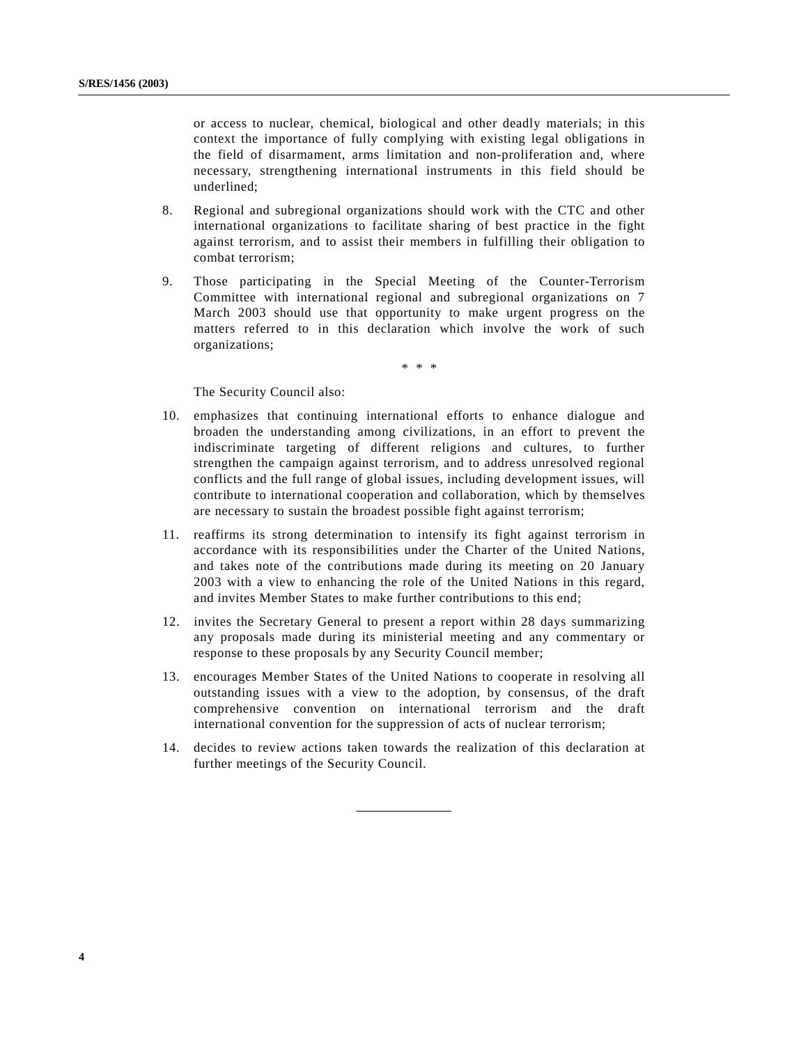or access to nuclear, chemical, biological and other deadly materials; in this context the importance of fully complying with existing legal obligations in the field of disarmament, arms limitation and non-proliferation and, where necessary, strengthening international instruments in this field should be underlined;

8. Regional and subregional organizations should work with the CTC and other international organizations to facilitate sharing of best practice in the fight against terrorism, and to assist their members in fulfilling their obligation to combat terrorism;

9. Those participating in the Special Meeting of the Counter-Terrorism Committee with international regional and subregional organizations on 7 March 2003 should use that opportunity to make urgent progress on the matters referred to in this declaration which involve the work of such organizations;

\* \* \*

The Security Council also:

10. emphasizes that continuing international efforts to enhance dialogue and broaden the understanding among civilizations, in an effort to prevent the indiscriminate targeting of different religions and cultures, to further strengthen the campaign against terrorism, and to address unresolved regional conflicts and the full range of global issues, including development issues, will contribute to international cooperation and collaboration, which by themselves are necessary to sustain the broadest possible fight against terrorism;

11. reaffirms its strong determination to intensify its fight against terrorism in accordance with its responsibilities under the Charter of the United Nations, and takes note of the contributions made during its meeting on 20 January 2003 with a view to enhancing the role of the United Nations in this regard, and invites Member States to make further contributions to this end;

12. invites the Secretary General to present a report within 28 days summarizing any proposals made during its ministerial meeting and any commentary or response to these proposals by any Security Council member;

13. encourages Member States of the United Nations to cooperate in resolving all outstanding issues with a view to the adoption, by consensus, of the draft comprehensive convention on international terrorism and the draft international convention for the suppression of acts of nuclear terrorism;

14. decides to review actions taken towards the realization of this declaration at further meetings of the Security Council.